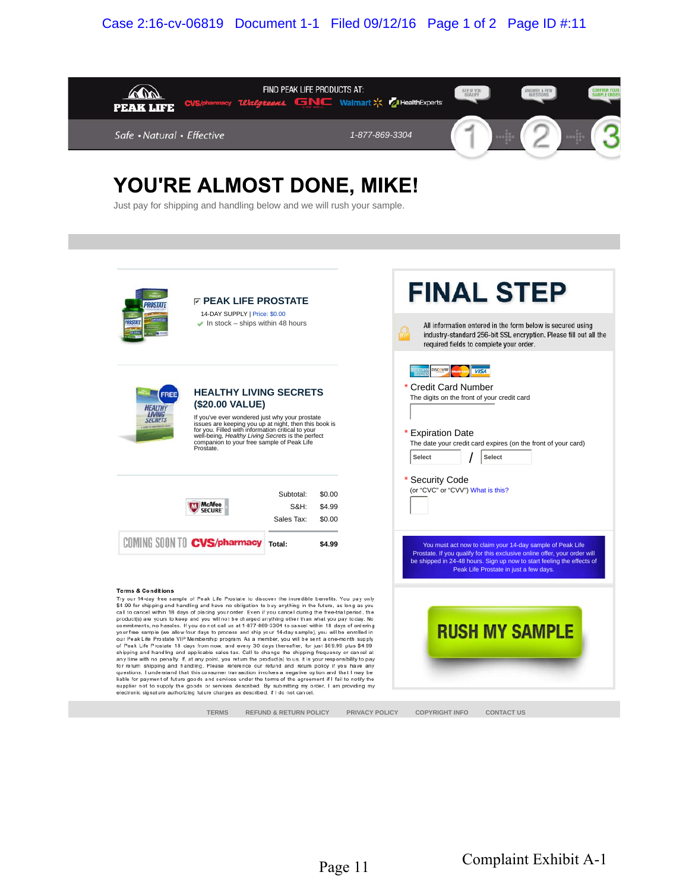PEAK LIFE

FIND PEAK LIFE PRODUCTS AT: CVS/pharmacy Walgreens GNC Walmart HealthExperts

SEE IF YOU QUALIFY | ANSWER A FEW QUESTIONS | CONFIRM YOUR SAMPLE ORDER

Safe • Natural • Effective

1-877-869-3304

1 2 3

# YOU'RE ALMOST DONE, MIKE!

Just pay for shipping and handling below and we will rush your sample.

## PEAK LIFE PROSTATE

14-DAY SUPPLY | Price: $0.00

In stock – ships within 48 hours

## HEALTHY LIVING SECRETS ($20.00 VALUE)

If you've ever wondered just why your prostate issues are keeping you up at night, then this book is for you. Filled with information critical to your well-being, *Healthy Living Secrets* is the perfect companion to your free sample of Peak Life Prostate.

McAfee SECURE

| | |
|---|---|
| Subtotal: | $0.00 |
| S&H: | $4.99 |
| Sales Tax: | $0.00 |
| **Total:** | **$4.99** |

COMING SOON TO CVS/pharmacy

# FINAL STEP

All information entered in the form below is secured using industry-standard 256-bit SSL encryption. Please fill out all the required fields to complete your order.

\* Credit Card Number

The digits on the front of your credit card

\* Expiration Date

The date your credit card expires (on the front of your card)

Select / Select

\* Security Code

(or "CVC" or "CVV") What is this?

You must act now to claim your 14-day sample of Peak Life Prostate. If you qualify for this exclusive online offer, your order will be shipped in 24-48 hours. Sign up now to start feeling the effects of Peak Life Prostate in just a few days.

RUSH MY SAMPLE

**Terms & Conditions**

Try our 14-day free sample of Peak Life Prostate to discover the incredible benefits. You pay only $4.00 for shipping and handling and have no obligation to buy anything in the future, as long as you call to cancel within 18 days of placing your order. Even if you cancel during the free-trial period, the product(s) are yours to keep and you will not be charged anything other than what you pay today. No commitments, no hassles. If you do not call us at 1-877-869-3304 to cancel within 18 days of ordering your free sample (we allow four days to process and ship your 14-day sample), you will be enrolled in our Peak Life Prostate VIP Membership program. As a member, you will be sent a one-month supply of Peak Life Prostate 18 days from now, and every 30 days thereafter, for just $69.99 plus $4.99 shipping and handling and applicable sales tax. Call to change the shipping frequency or cancel at any time with no penalty. If, at any point, you return the product(s) to us, it is your responsibility to pay for return shipping and handling. Please reference our refund and return policy if you have any questions. I understand that this consumer transaction involves a negative option and that I may be liable for payment of future goods and services under the terms of the agreement if I fail to notify the supplier not to supply the goods or services described. By submitting my order, I am providing my electronic signature authorizing future charges as described, if I do not cancel.

TERMS | REFUND & RETURN POLICY | PRIVACY POLICY | COPYRIGHT INFO | CONTACT US

Complaint Exhibit A-1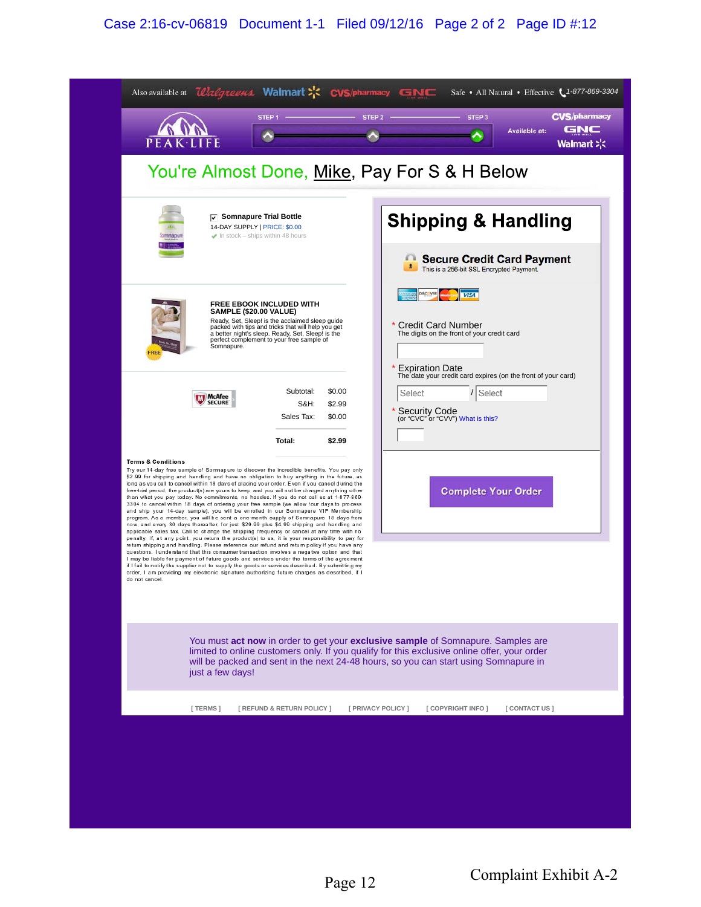Also available at Walgreens Walmart CVS/pharmacy GNC Safe • All Natural • Effective 1-877-869-3304

PEAK·LIFE

STEP 1 STEP 2 STEP 3

Available at: CVS/pharmacy GNC Walmart

## You're Almost Done, Mike, Pay For S & H Below

**Somnapure Trial Bottle**
14-DAY SUPPLY | PRICE: $0.00
In stock – ships within 48 hours

**FREE EBOOK INCLUDED WITH SAMPLE ($20.00 VALUE)**
Ready, Set, Sleep! is the acclaimed sleep guide packed with tips and tricks that will help you get a better night's sleep. Ready, Set, Sleep! is the perfect complement to your free sample of Somnapure.

FREE

McAfee SECURE

| | |
|---|---|
| Subtotal: | $0.00 |
| S&H: | $2.99 |
| Sales Tax: | $0.00 |
| **Total:** | **$2.99** |

**Terms & Conditions**

Try our 14-day free sample of Somnapure to discover the incredible benefits. You pay only $2.99 for shipping and handling and have no obligation to buy anything in the future, as long as you call to cancel within 18 days of placing your order. Even if you cancel during the free-trial period, the product(s) are yours to keep and you will not be charged anything other than what you pay today. No commitments, no hassles. If you do not call us at 1-877-869-3304 to cancel within 18 days of ordering your free sample (we allow four days to process and ship your 14-day sample), you will be enrolled in our Somnapure VIP Membership program. As a member, you will be sent a one-month supply of Somnapure 18 days from now, and every 30 days thereafter, for just $29.99 plus $4.99 shipping and handling and applicable sales tax. Call to change the shipping frequency or cancel at any time with no penalty. If, at any point, you return the product(s) to us, it is your responsibility to pay for return shipping and handling. Please reference our refund and return policy if you have any questions. I understand that this consumer transaction involves a negative option and that I may be liable for payment of future goods and services under the terms of the agreement if I fail to notify the supplier not to supply the goods or services described. By submitting my order, I am providing my electronic signature authorizing future charges as described, if I do not cancel.

# Shipping & Handling

**Secure Credit Card Payment**
This is a 256-bit SSL Encrypted Payment.

AMERICAN EXPRESS DISCOVER MasterCard VISA

\* Credit Card Number
The digits on the front of your credit card

\* Expiration Date
The date your credit card expires (on the front of your card)

Select / Select

\* Security Code
(or "CVC" or "CVV") What is this?

**Complete Your Order**

You must **act now** in order to get your **exclusive sample** of Somnapure. Samples are limited to online customers only. If you qualify for this exclusive online offer, your order will be packed and sent in the next 24-48 hours, so you can start using Somnapure in just a few days!

[ TERMS ] [ REFUND & RETURN POLICY ] [ PRIVACY POLICY ] [ COPYRIGHT INFO ] [ CONTACT US ]

Complaint Exhibit A-2